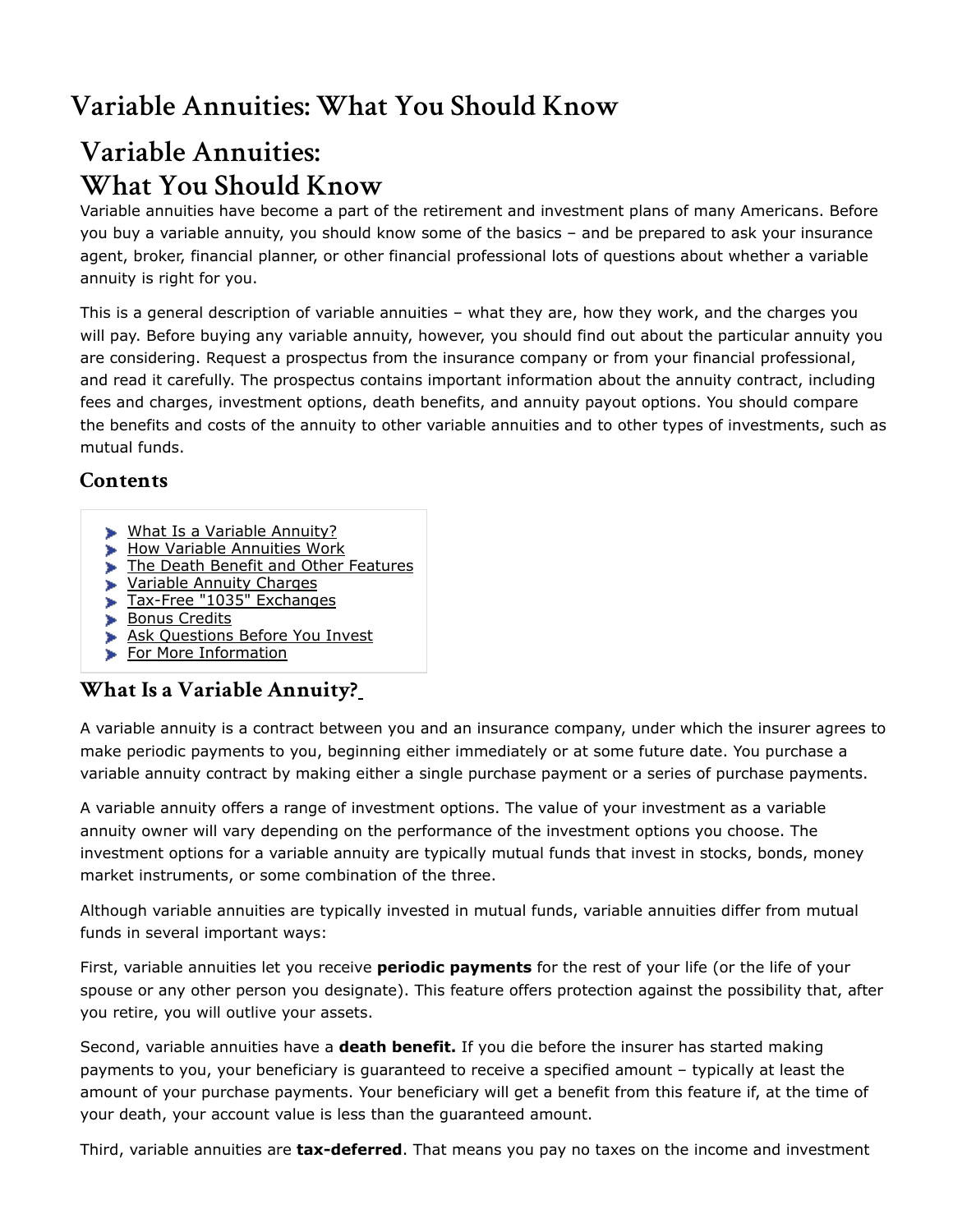# Variable Annuities: What You Should Know

## Variable Annuities:
## What You Should Know

Variable annuities have become a part of the retirement and investment plans of many Americans. Before you buy a variable annuity, you should know some of the basics – and be prepared to ask your insurance agent, broker, financial planner, or other financial professional lots of questions about whether a variable annuity is right for you.

This is a general description of variable annuities – what they are, how they work, and the charges you will pay. Before buying any variable annuity, however, you should find out about the particular annuity you are considering. Request a prospectus from the insurance company or from your financial professional, and read it carefully. The prospectus contains important information about the annuity contract, including fees and charges, investment options, death benefits, and annuity payout options. You should compare the benefits and costs of the annuity to other variable annuities and to other types of investments, such as mutual funds.

### Contents

- What Is a Variable Annuity?
- How Variable Annuities Work
- The Death Benefit and Other Features
- Variable Annuity Charges
- Tax-Free "1035" Exchanges
- Bonus Credits
- Ask Questions Before You Invest
- For More Information

### What Is a Variable Annuity?

A variable annuity is a contract between you and an insurance company, under which the insurer agrees to make periodic payments to you, beginning either immediately or at some future date. You purchase a variable annuity contract by making either a single purchase payment or a series of purchase payments.

A variable annuity offers a range of investment options. The value of your investment as a variable annuity owner will vary depending on the performance of the investment options you choose. The investment options for a variable annuity are typically mutual funds that invest in stocks, bonds, money market instruments, or some combination of the three.

Although variable annuities are typically invested in mutual funds, variable annuities differ from mutual funds in several important ways:

First, variable annuities let you receive **periodic payments** for the rest of your life (or the life of your spouse or any other person you designate). This feature offers protection against the possibility that, after you retire, you will outlive your assets.

Second, variable annuities have a **death benefit.** If you die before the insurer has started making payments to you, your beneficiary is guaranteed to receive a specified amount – typically at least the amount of your purchase payments. Your beneficiary will get a benefit from this feature if, at the time of your death, your account value is less than the guaranteed amount.

Third, variable annuities are **tax-deferred**. That means you pay no taxes on the income and investment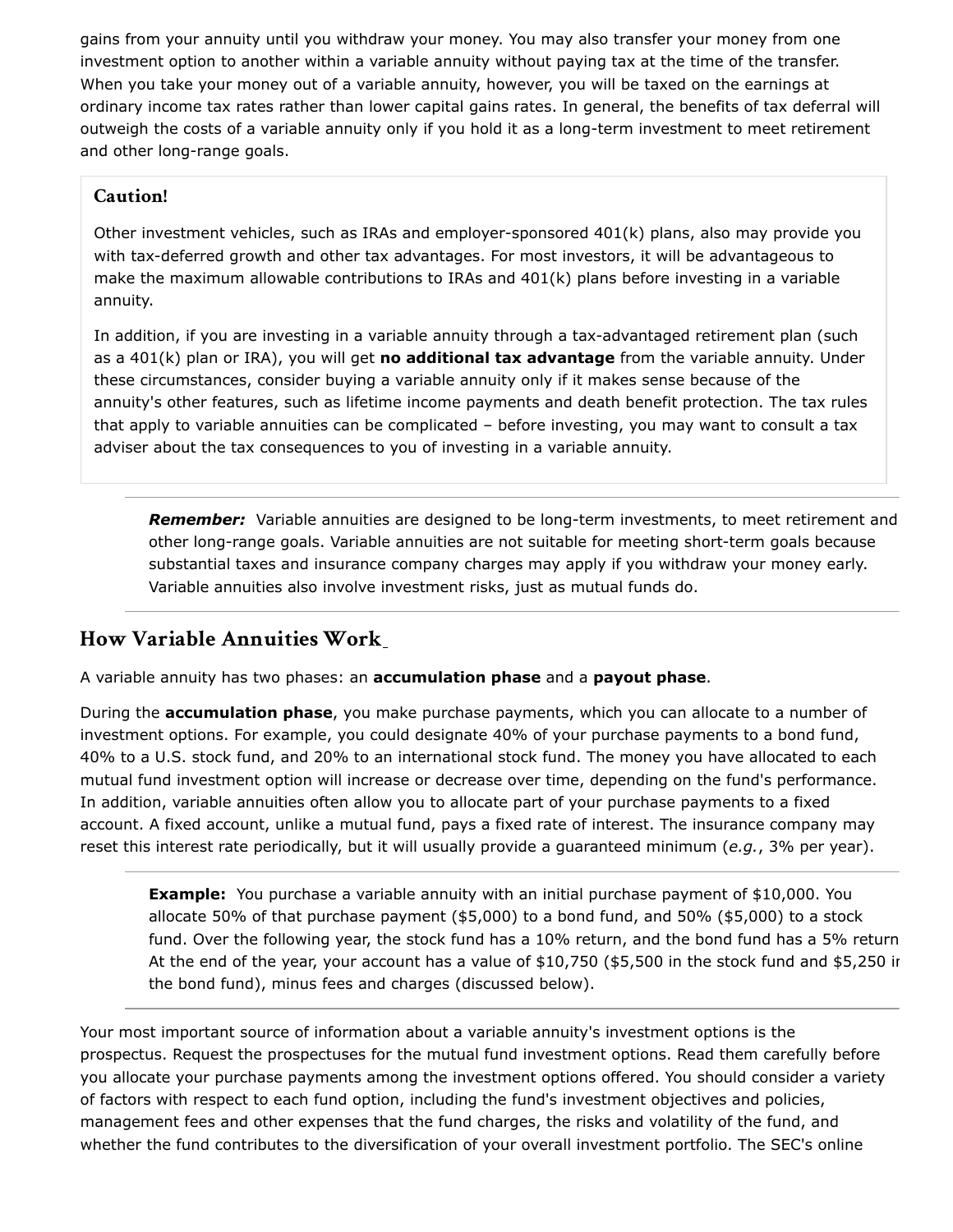gains from your annuity until you withdraw your money. You may also transfer your money from one investment option to another within a variable annuity without paying tax at the time of the transfer. When you take your money out of a variable annuity, however, you will be taxed on the earnings at ordinary income tax rates rather than lower capital gains rates. In general, the benefits of tax deferral will outweigh the costs of a variable annuity only if you hold it as a long-term investment to meet retirement and other long-range goals.

**Caution!**

Other investment vehicles, such as IRAs and employer-sponsored 401(k) plans, also may provide you with tax-deferred growth and other tax advantages. For most investors, it will be advantageous to make the maximum allowable contributions to IRAs and 401(k) plans before investing in a variable annuity.

In addition, if you are investing in a variable annuity through a tax-advantaged retirement plan (such as a 401(k) plan or IRA), you will get **no additional tax advantage** from the variable annuity. Under these circumstances, consider buying a variable annuity only if it makes sense because of the annuity's other features, such as lifetime income payments and death benefit protection. The tax rules that apply to variable annuities can be complicated – before investing, you may want to consult a tax adviser about the tax consequences to you of investing in a variable annuity.

> ***Remember:*** Variable annuities are designed to be long-term investments, to meet retirement and other long-range goals. Variable annuities are not suitable for meeting short-term goals because substantial taxes and insurance company charges may apply if you withdraw your money early. Variable annuities also involve investment risks, just as mutual funds do.

## How Variable Annuities Work

A variable annuity has two phases: an **accumulation phase** and a **payout phase**.

During the **accumulation phase**, you make purchase payments, which you can allocate to a number of investment options. For example, you could designate 40% of your purchase payments to a bond fund, 40% to a U.S. stock fund, and 20% to an international stock fund. The money you have allocated to each mutual fund investment option will increase or decrease over time, depending on the fund's performance. In addition, variable annuities often allow you to allocate part of your purchase payments to a fixed account. A fixed account, unlike a mutual fund, pays a fixed rate of interest. The insurance company may reset this interest rate periodically, but it will usually provide a guaranteed minimum (*e.g.*, 3% per year).

> **Example:** You purchase a variable annuity with an initial purchase payment of $10,000. You allocate 50% of that purchase payment ($5,000) to a bond fund, and 50% ($5,000) to a stock fund. Over the following year, the stock fund has a 10% return, and the bond fund has a 5% return. At the end of the year, your account has a value of $10,750 ($5,500 in the stock fund and $5,250 in the bond fund), minus fees and charges (discussed below).

Your most important source of information about a variable annuity's investment options is the prospectus. Request the prospectuses for the mutual fund investment options. Read them carefully before you allocate your purchase payments among the investment options offered. You should consider a variety of factors with respect to each fund option, including the fund's investment objectives and policies, management fees and other expenses that the fund charges, the risks and volatility of the fund, and whether the fund contributes to the diversification of your overall investment portfolio. The SEC's online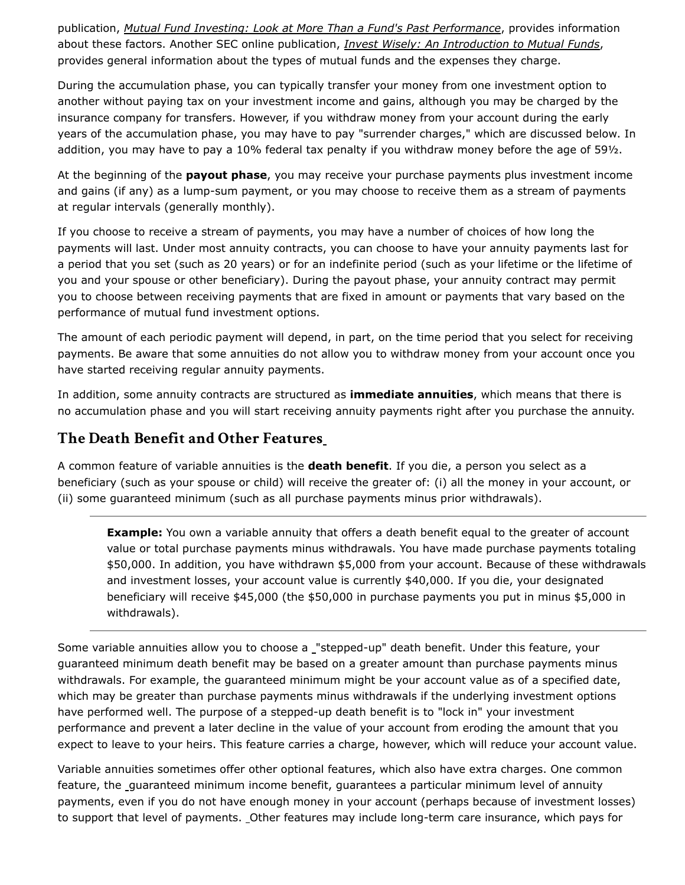publication, *Mutual Fund Investing: Look at More Than a Fund's Past Performance*, provides information about these factors. Another SEC online publication, *Invest Wisely: An Introduction to Mutual Funds*, provides general information about the types of mutual funds and the expenses they charge.

During the accumulation phase, you can typically transfer your money from one investment option to another without paying tax on your investment income and gains, although you may be charged by the insurance company for transfers. However, if you withdraw money from your account during the early years of the accumulation phase, you may have to pay "surrender charges," which are discussed below. In addition, you may have to pay a 10% federal tax penalty if you withdraw money before the age of 59½.

At the beginning of the **payout phase**, you may receive your purchase payments plus investment income and gains (if any) as a lump-sum payment, or you may choose to receive them as a stream of payments at regular intervals (generally monthly).

If you choose to receive a stream of payments, you may have a number of choices of how long the payments will last. Under most annuity contracts, you can choose to have your annuity payments last for a period that you set (such as 20 years) or for an indefinite period (such as your lifetime or the lifetime of you and your spouse or other beneficiary). During the payout phase, your annuity contract may permit you to choose between receiving payments that are fixed in amount or payments that vary based on the performance of mutual fund investment options.

The amount of each periodic payment will depend, in part, on the time period that you select for receiving payments. Be aware that some annuities do not allow you to withdraw money from your account once you have started receiving regular annuity payments.

In addition, some annuity contracts are structured as **immediate annuities**, which means that there is no accumulation phase and you will start receiving annuity payments right after you purchase the annuity.

## The Death Benefit and Other Features

A common feature of variable annuities is the **death benefit**. If you die, a person you select as a beneficiary (such as your spouse or child) will receive the greater of: (i) all the money in your account, or (ii) some guaranteed minimum (such as all purchase payments minus prior withdrawals).

> **Example:** You own a variable annuity that offers a death benefit equal to the greater of account value or total purchase payments minus withdrawals. You have made purchase payments totaling $50,000. In addition, you have withdrawn $5,000 from your account. Because of these withdrawals and investment losses, your account value is currently $40,000. If you die, your designated beneficiary will receive $45,000 (the $50,000 in purchase payments you put in minus $5,000 in withdrawals).

Some variable annuities allow you to choose a "stepped-up" death benefit. Under this feature, your guaranteed minimum death benefit may be based on a greater amount than purchase payments minus withdrawals. For example, the guaranteed minimum might be your account value as of a specified date, which may be greater than purchase payments minus withdrawals if the underlying investment options have performed well. The purpose of a stepped-up death benefit is to "lock in" your investment performance and prevent a later decline in the value of your account from eroding the amount that you expect to leave to your heirs. This feature carries a charge, however, which will reduce your account value.

Variable annuities sometimes offer other optional features, which also have extra charges. One common feature, the guaranteed minimum income benefit, guarantees a particular minimum level of annuity payments, even if you do not have enough money in your account (perhaps because of investment losses) to support that level of payments. Other features may include long-term care insurance, which pays for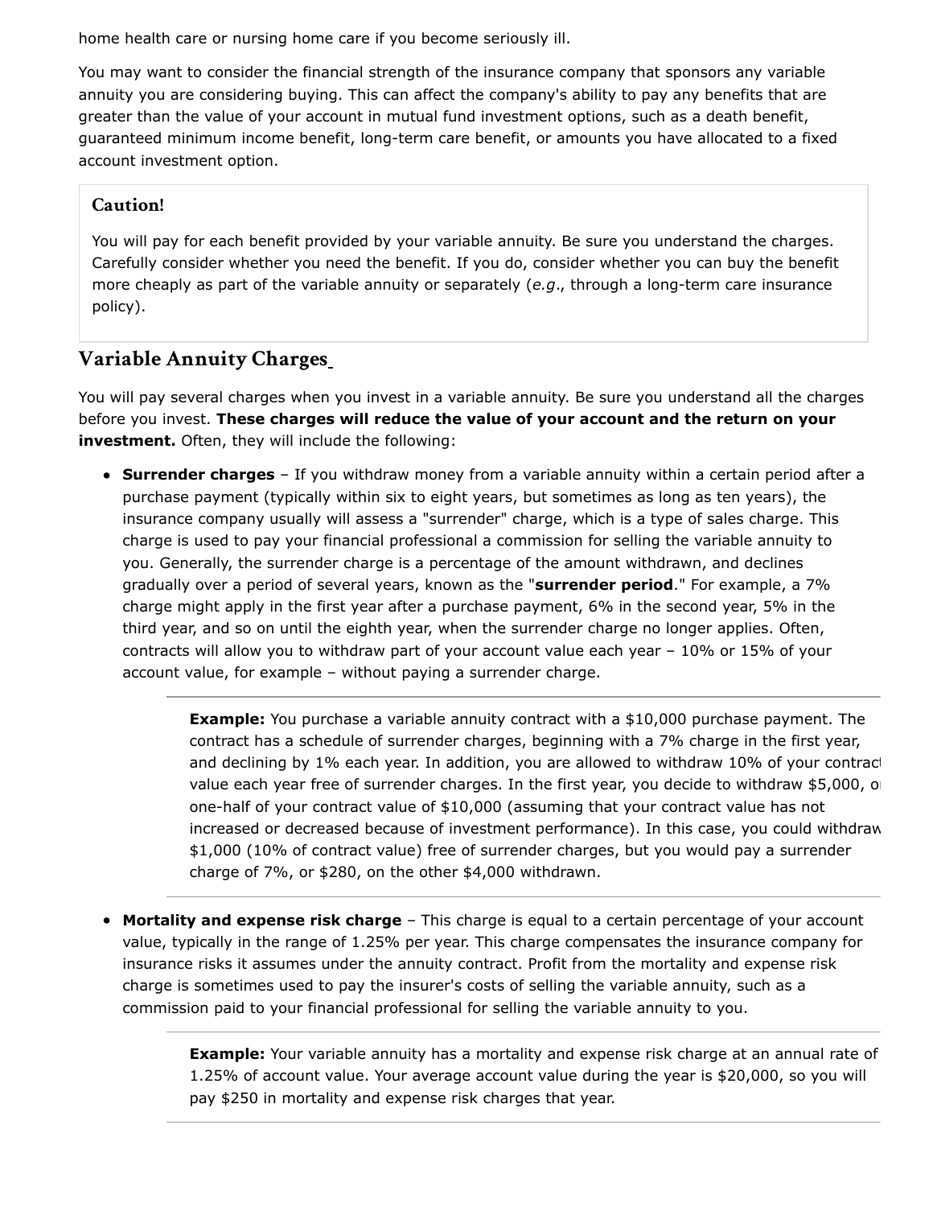home health care or nursing home care if you become seriously ill.

You may want to consider the financial strength of the insurance company that sponsors any variable annuity you are considering buying. This can affect the company's ability to pay any benefits that are greater than the value of your account in mutual fund investment options, such as a death benefit, guaranteed minimum income benefit, long-term care benefit, or amounts you have allocated to a fixed account investment option.

> **Caution!**
>
> You will pay for each benefit provided by your variable annuity. Be sure you understand the charges. Carefully consider whether you need the benefit. If you do, consider whether you can buy the benefit more cheaply as part of the variable annuity or separately (*e.g.*, through a long-term care insurance policy).

## Variable Annuity Charges

You will pay several charges when you invest in a variable annuity. Be sure you understand all the charges before you invest. **These charges will reduce the value of your account and the return on your investment.** Often, they will include the following:

- **Surrender charges** – If you withdraw money from a variable annuity within a certain period after a purchase payment (typically within six to eight years, but sometimes as long as ten years), the insurance company usually will assess a "surrender" charge, which is a type of sales charge. This charge is used to pay your financial professional a commission for selling the variable annuity to you. Generally, the surrender charge is a percentage of the amount withdrawn, and declines gradually over a period of several years, known as the "**surrender period**." For example, a 7% charge might apply in the first year after a purchase payment, 6% in the second year, 5% in the third year, and so on until the eighth year, when the surrender charge no longer applies. Often, contracts will allow you to withdraw part of your account value each year – 10% or 15% of your account value, for example – without paying a surrender charge.

  > **Example:** You purchase a variable annuity contract with a $10,000 purchase payment. The contract has a schedule of surrender charges, beginning with a 7% charge in the first year, and declining by 1% each year. In addition, you are allowed to withdraw 10% of your contract value each year free of surrender charges. In the first year, you decide to withdraw $5,000, or one-half of your contract value of $10,000 (assuming that your contract value has not increased or decreased because of investment performance). In this case, you could withdraw $1,000 (10% of contract value) free of surrender charges, but you would pay a surrender charge of 7%, or $280, on the other $4,000 withdrawn.

- **Mortality and expense risk charge** – This charge is equal to a certain percentage of your account value, typically in the range of 1.25% per year. This charge compensates the insurance company for insurance risks it assumes under the annuity contract. Profit from the mortality and expense risk charge is sometimes used to pay the insurer's costs of selling the variable annuity, such as a commission paid to your financial professional for selling the variable annuity to you.

  > **Example:** Your variable annuity has a mortality and expense risk charge at an annual rate of 1.25% of account value. Your average account value during the year is $20,000, so you will pay $250 in mortality and expense risk charges that year.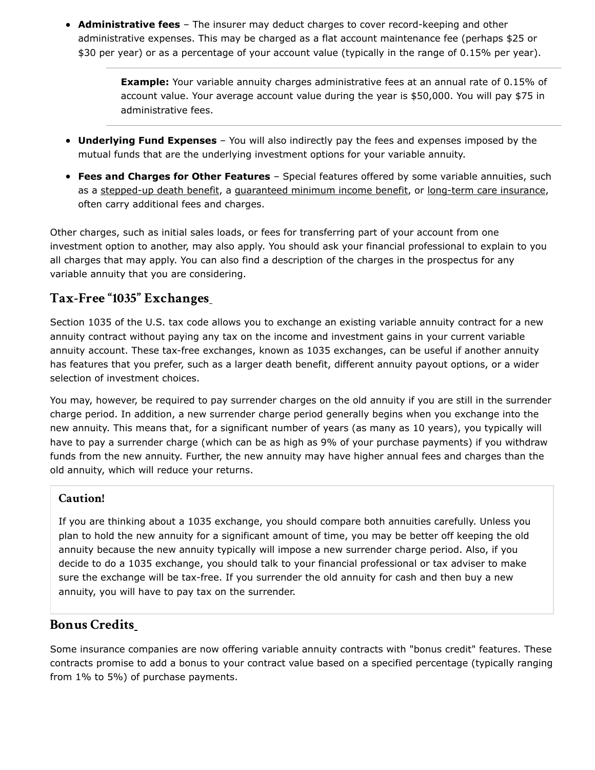- **Administrative fees** – The insurer may deduct charges to cover record-keeping and other administrative expenses. This may be charged as a flat account maintenance fee (perhaps $25 or $30 per year) or as a percentage of your account value (typically in the range of 0.15% per year).

> **Example:** Your variable annuity charges administrative fees at an annual rate of 0.15% of account value. Your average account value during the year is $50,000. You will pay $75 in administrative fees.

- **Underlying Fund Expenses** – You will also indirectly pay the fees and expenses imposed by the mutual funds that are the underlying investment options for your variable annuity.
- **Fees and Charges for Other Features** – Special features offered by some variable annuities, such as a stepped-up death benefit, a guaranteed minimum income benefit, or long-term care insurance, often carry additional fees and charges.

Other charges, such as initial sales loads, or fees for transferring part of your account from one investment option to another, may also apply. You should ask your financial professional to explain to you all charges that may apply. You can also find a description of the charges in the prospectus for any variable annuity that you are considering.

## Tax-Free "1035" Exchanges

Section 1035 of the U.S. tax code allows you to exchange an existing variable annuity contract for a new annuity contract without paying any tax on the income and investment gains in your current variable annuity account. These tax-free exchanges, known as 1035 exchanges, can be useful if another annuity has features that you prefer, such as a larger death benefit, different annuity payout options, or a wider selection of investment choices.

You may, however, be required to pay surrender charges on the old annuity if you are still in the surrender charge period. In addition, a new surrender charge period generally begins when you exchange into the new annuity. This means that, for a significant number of years (as many as 10 years), you typically will have to pay a surrender charge (which can be as high as 9% of your purchase payments) if you withdraw funds from the new annuity. Further, the new annuity may have higher annual fees and charges than the old annuity, which will reduce your returns.

> **Caution!**
>
> If you are thinking about a 1035 exchange, you should compare both annuities carefully. Unless you plan to hold the new annuity for a significant amount of time, you may be better off keeping the old annuity because the new annuity typically will impose a new surrender charge period. Also, if you decide to do a 1035 exchange, you should talk to your financial professional or tax adviser to make sure the exchange will be tax-free. If you surrender the old annuity for cash and then buy a new annuity, you will have to pay tax on the surrender.

## Bonus Credits

Some insurance companies are now offering variable annuity contracts with "bonus credit" features. These contracts promise to add a bonus to your contract value based on a specified percentage (typically ranging from 1% to 5%) of purchase payments.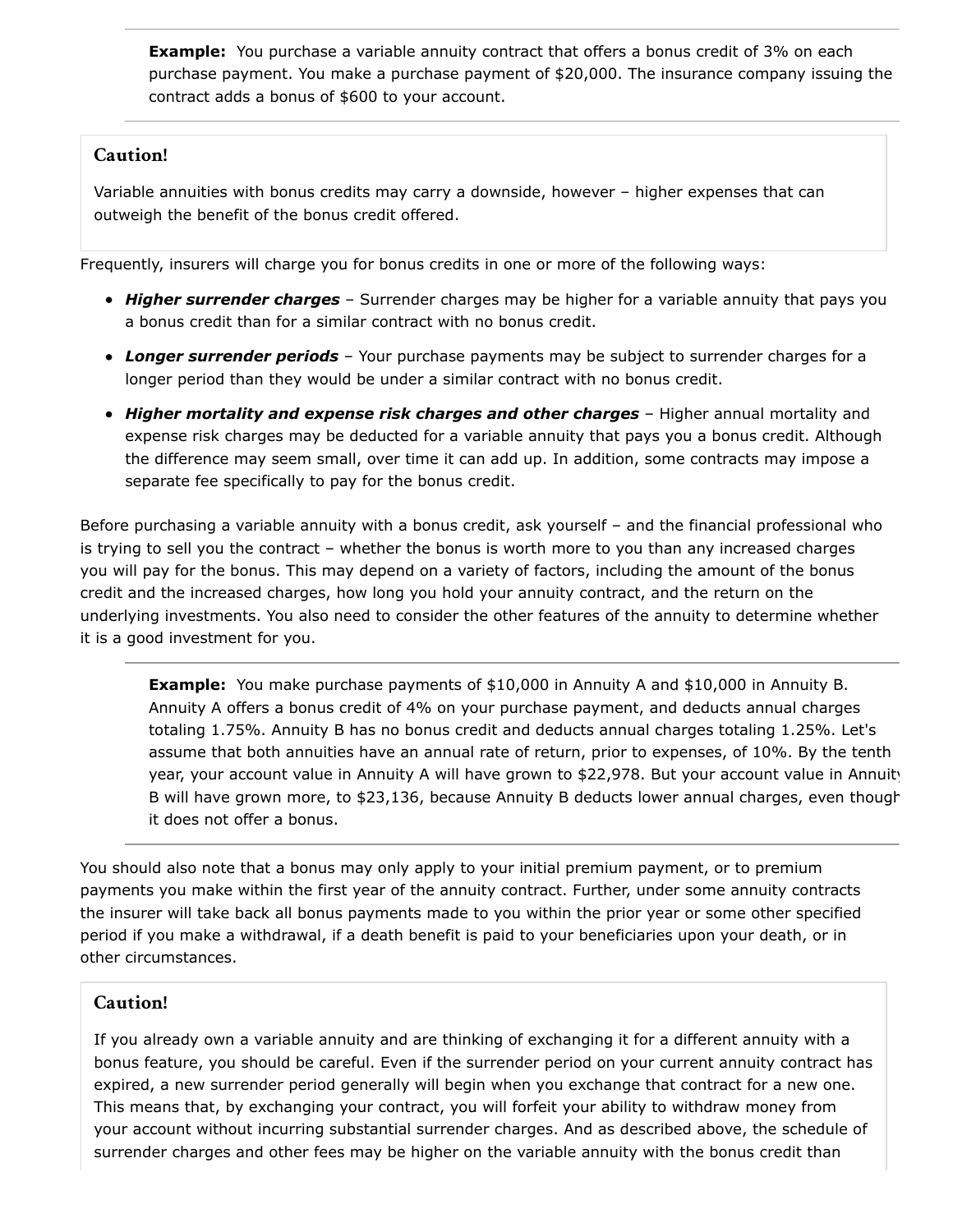**Example:** You purchase a variable annuity contract that offers a bonus credit of 3% on each purchase payment. You make a purchase payment of $20,000. The insurance company issuing the contract adds a bonus of $600 to your account.

---

### Caution!

Variable annuities with bonus credits may carry a downside, however – higher expenses that can outweigh the benefit of the bonus credit offered.

Frequently, insurers will charge you for bonus credits in one or more of the following ways:

- ***Higher surrender charges*** – Surrender charges may be higher for a variable annuity that pays you a bonus credit than for a similar contract with no bonus credit.
- ***Longer surrender periods*** – Your purchase payments may be subject to surrender charges for a longer period than they would be under a similar contract with no bonus credit.
- ***Higher mortality and expense risk charges and other charges*** – Higher annual mortality and expense risk charges may be deducted for a variable annuity that pays you a bonus credit. Although the difference may seem small, over time it can add up. In addition, some contracts may impose a separate fee specifically to pay for the bonus credit.

Before purchasing a variable annuity with a bonus credit, ask yourself – and the financial professional who is trying to sell you the contract – whether the bonus is worth more to you than any increased charges you will pay for the bonus. This may depend on a variety of factors, including the amount of the bonus credit and the increased charges, how long you hold your annuity contract, and the return on the underlying investments. You also need to consider the other features of the annuity to determine whether it is a good investment for you.

---

**Example:** You make purchase payments of $10,000 in Annuity A and $10,000 in Annuity B. Annuity A offers a bonus credit of 4% on your purchase payment, and deducts annual charges totaling 1.75%. Annuity B has no bonus credit and deducts annual charges totaling 1.25%. Let's assume that both annuities have an annual rate of return, prior to expenses, of 10%. By the tenth year, your account value in Annuity A will have grown to $22,978. But your account value in Annuity B will have grown more, to $23,136, because Annuity B deducts lower annual charges, even though it does not offer a bonus.

---

You should also note that a bonus may only apply to your initial premium payment, or to premium payments you make within the first year of the annuity contract. Further, under some annuity contracts the insurer will take back all bonus payments made to you within the prior year or some other specified period if you make a withdrawal, if a death benefit is paid to your beneficiaries upon your death, or in other circumstances.

### Caution!

If you already own a variable annuity and are thinking of exchanging it for a different annuity with a bonus feature, you should be careful. Even if the surrender period on your current annuity contract has expired, a new surrender period generally will begin when you exchange that contract for a new one. This means that, by exchanging your contract, you will forfeit your ability to withdraw money from your account without incurring substantial surrender charges. And as described above, the schedule of surrender charges and other fees may be higher on the variable annuity with the bonus credit than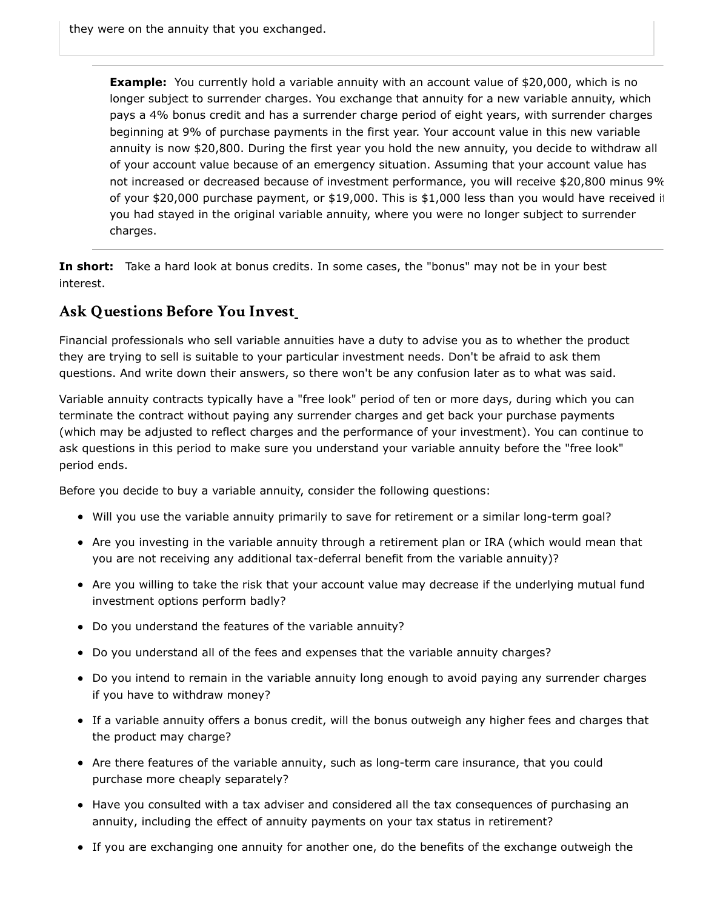they were on the annuity that you exchanged.

> **Example:** You currently hold a variable annuity with an account value of $20,000, which is no longer subject to surrender charges. You exchange that annuity for a new variable annuity, which pays a 4% bonus credit and has a surrender charge period of eight years, with surrender charges beginning at 9% of purchase payments in the first year. Your account value in this new variable annuity is now $20,800. During the first year you hold the new annuity, you decide to withdraw all of your account value because of an emergency situation. Assuming that your account value has not increased or decreased because of investment performance, you will receive $20,800 minus 9% of your $20,000 purchase payment, or $19,000. This is $1,000 less than you would have received if you had stayed in the original variable annuity, where you were no longer subject to surrender charges.

**In short:** Take a hard look at bonus credits. In some cases, the "bonus" may not be in your best interest.

## Ask Questions Before You Invest

Financial professionals who sell variable annuities have a duty to advise you as to whether the product they are trying to sell is suitable to your particular investment needs. Don't be afraid to ask them questions. And write down their answers, so there won't be any confusion later as to what was said.

Variable annuity contracts typically have a "free look" period of ten or more days, during which you can terminate the contract without paying any surrender charges and get back your purchase payments (which may be adjusted to reflect charges and the performance of your investment). You can continue to ask questions in this period to make sure you understand your variable annuity before the "free look" period ends.

Before you decide to buy a variable annuity, consider the following questions:

- Will you use the variable annuity primarily to save for retirement or a similar long-term goal?
- Are you investing in the variable annuity through a retirement plan or IRA (which would mean that you are not receiving any additional tax-deferral benefit from the variable annuity)?
- Are you willing to take the risk that your account value may decrease if the underlying mutual fund investment options perform badly?
- Do you understand the features of the variable annuity?
- Do you understand all of the fees and expenses that the variable annuity charges?
- Do you intend to remain in the variable annuity long enough to avoid paying any surrender charges if you have to withdraw money?
- If a variable annuity offers a bonus credit, will the bonus outweigh any higher fees and charges that the product may charge?
- Are there features of the variable annuity, such as long-term care insurance, that you could purchase more cheaply separately?
- Have you consulted with a tax adviser and considered all the tax consequences of purchasing an annuity, including the effect of annuity payments on your tax status in retirement?
- If you are exchanging one annuity for another one, do the benefits of the exchange outweigh the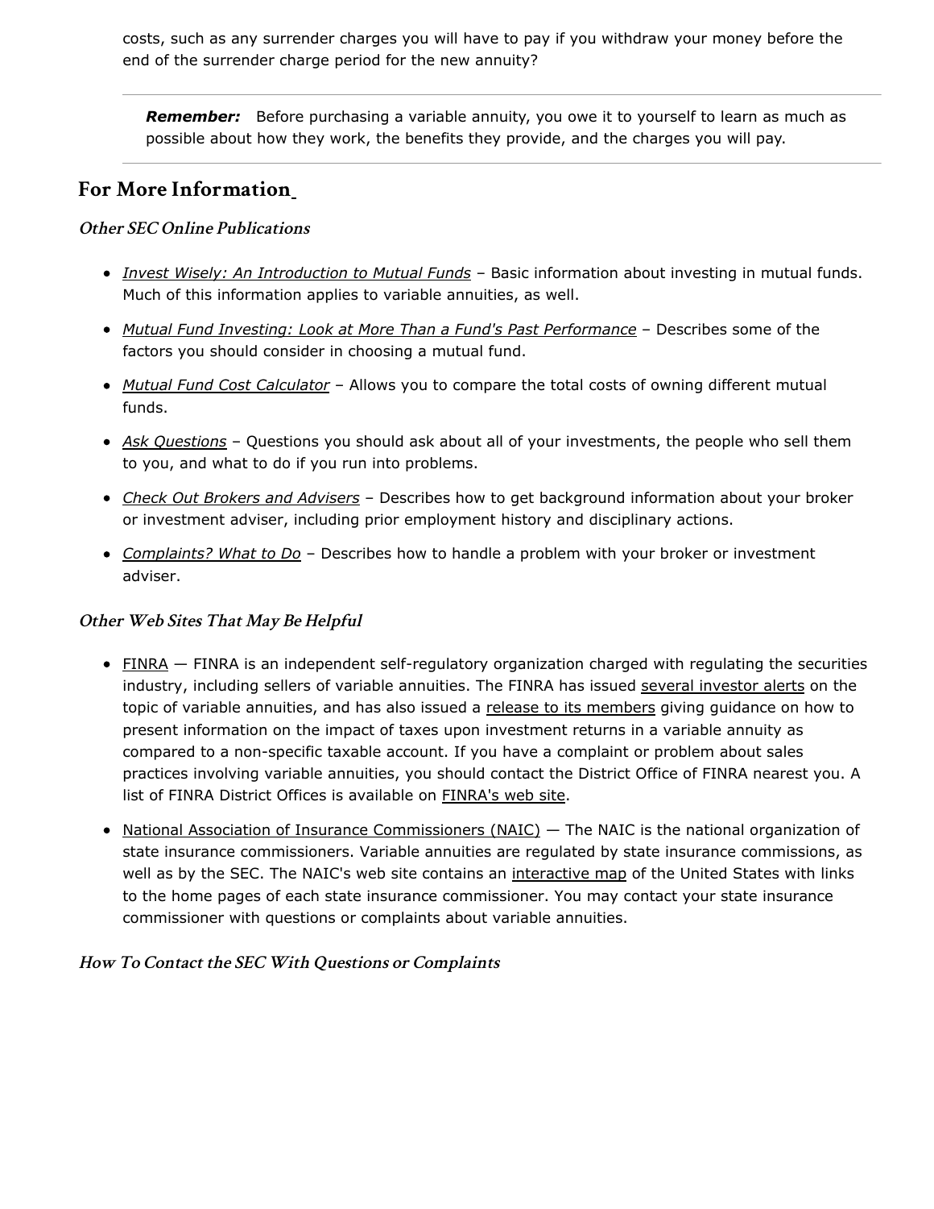costs, such as any surrender charges you will have to pay if you withdraw your money before the end of the surrender charge period for the new annuity?

---

***Remember:*** Before purchasing a variable annuity, you owe it to yourself to learn as much as possible about how they work, the benefits they provide, and the charges you will pay.

---

## For More Information

### *Other SEC Online Publications*

- *Invest Wisely: An Introduction to Mutual Funds* – Basic information about investing in mutual funds. Much of this information applies to variable annuities, as well.
- *Mutual Fund Investing: Look at More Than a Fund's Past Performance* – Describes some of the factors you should consider in choosing a mutual fund.
- *Mutual Fund Cost Calculator* – Allows you to compare the total costs of owning different mutual funds.
- *Ask Questions* – Questions you should ask about all of your investments, the people who sell them to you, and what to do if you run into problems.
- *Check Out Brokers and Advisers* – Describes how to get background information about your broker or investment adviser, including prior employment history and disciplinary actions.
- *Complaints? What to Do* – Describes how to handle a problem with your broker or investment adviser.

### *Other Web Sites That May Be Helpful*

- FINRA — FINRA is an independent self-regulatory organization charged with regulating the securities industry, including sellers of variable annuities. The FINRA has issued several investor alerts on the topic of variable annuities, and has also issued a release to its members giving guidance on how to present information on the impact of taxes upon investment returns in a variable annuity as compared to a non-specific taxable account. If you have a complaint or problem about sales practices involving variable annuities, you should contact the District Office of FINRA nearest you. A list of FINRA District Offices is available on FINRA's web site.
- National Association of Insurance Commissioners (NAIC) — The NAIC is the national organization of state insurance commissioners. Variable annuities are regulated by state insurance commissions, as well as by the SEC. The NAIC's web site contains an interactive map of the United States with links to the home pages of each state insurance commissioner. You may contact your state insurance commissioner with questions or complaints about variable annuities.

### *How To Contact the SEC With Questions or Complaints*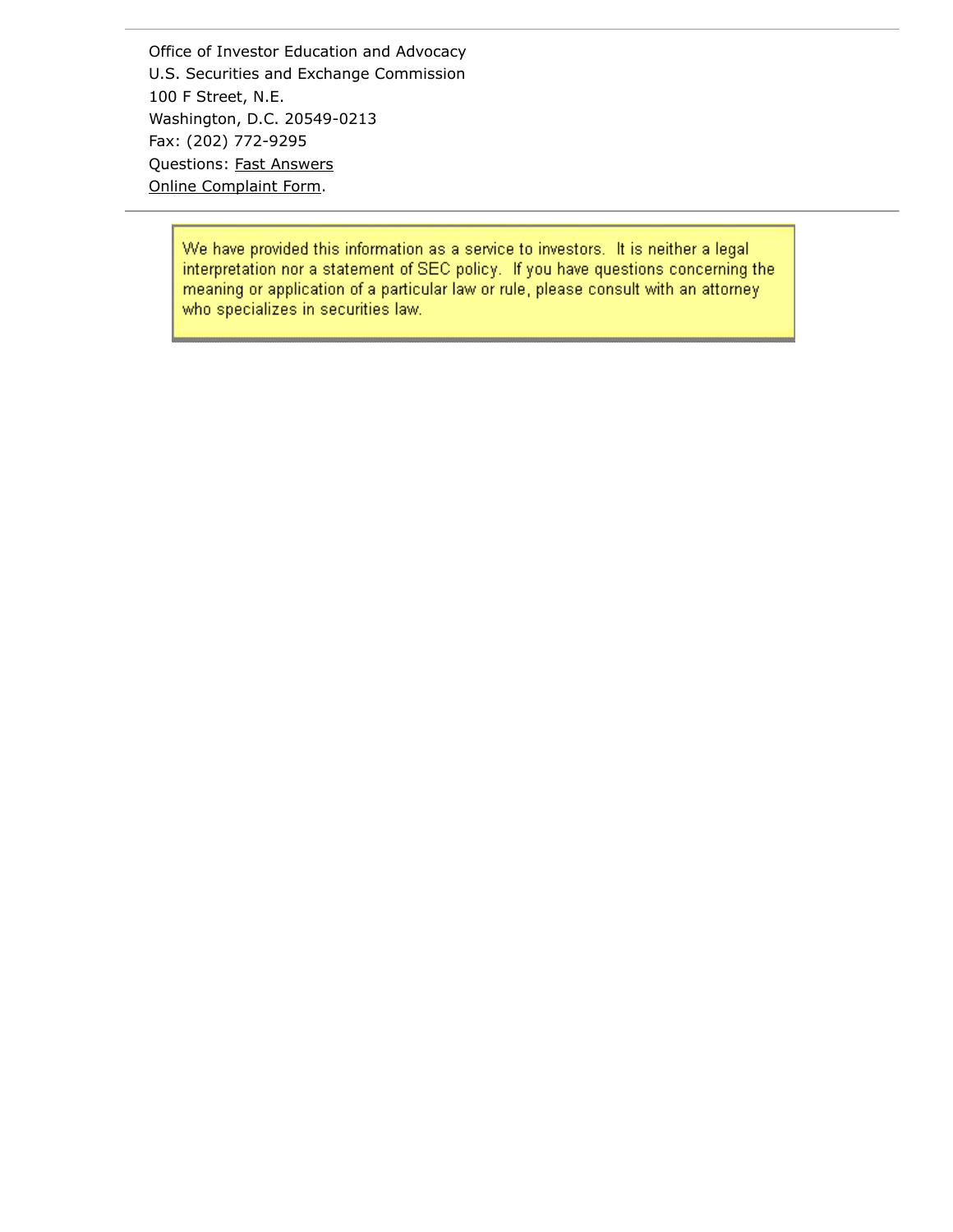---

Office of Investor Education and Advocacy
U.S. Securities and Exchange Commission
100 F Street, N.E.
Washington, D.C. 20549-0213
Fax: (202) 772-9295
Questions: Fast Answers
Online Complaint Form.

---

We have provided this information as a service to investors. It is neither a legal interpretation nor a statement of SEC policy. If you have questions concerning the meaning or application of a particular law or rule, please consult with an attorney who specializes in securities law.